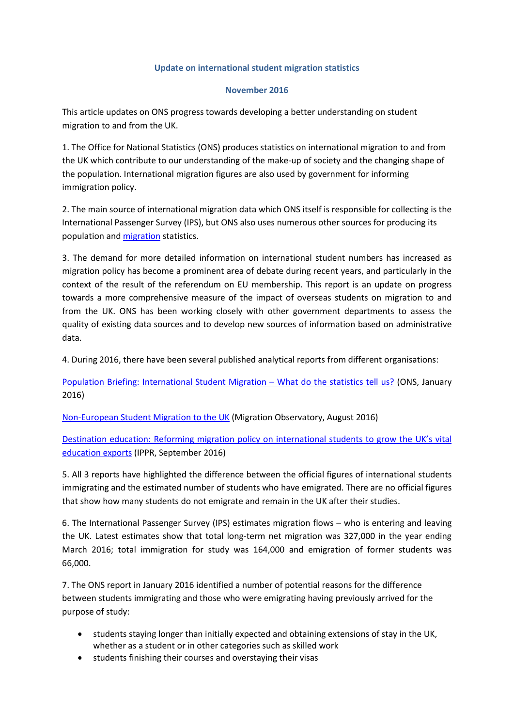**Update on international student migration statistics**

**November 2016**

This article updates on ONS progress towards developing a better understanding on student migration to and from the UK.

1. The Office for National Statistics (ONS) produces statistics on international migration to and from the UK which contribute to our understanding of the make-up of society and the changing shape of the population. International migration figures are also used by government for informing immigration policy.

2. The main source of international migration data which ONS itself is responsible for collecting is the International Passenger Survey (IPS), but ONS also uses numerous other sources for producing its population and migration statistics.

3. The demand for more detailed information on international student numbers has increased as migration policy has become a prominent area of debate during recent years, and particularly in the context of the result of the referendum on EU membership. This report is an update on progress towards a more comprehensive measure of the impact of overseas students on migration to and from the UK. ONS has been working closely with other government departments to assess the quality of existing data sources and to develop new sources of information based on administrative data.

4. During 2016, there have been several published analytical reports from different organisations:

Population Briefing: International Student Migration – What do the statistics tell us? (ONS, January 2016)

Non-European Student Migration to the UK (Migration Observatory, August 2016)

Destination education: Reforming migration policy on international students to grow the UK's vital education exports (IPPR, September 2016)

5. All 3 reports have highlighted the difference between the official figures of international students immigrating and the estimated number of students who have emigrated. There are no official figures that show how many students do not emigrate and remain in the UK after their studies.

6. The International Passenger Survey (IPS) estimates migration flows – who is entering and leaving the UK. Latest estimates show that total long-term net migration was 327,000 in the year ending March 2016; total immigration for study was 164,000 and emigration of former students was 66,000.

7. The ONS report in January 2016 identified a number of potential reasons for the difference between students immigrating and those who were emigrating having previously arrived for the purpose of study:

- students staying longer than initially expected and obtaining extensions of stay in the UK, whether as a student or in other categories such as skilled work
- students finishing their courses and overstaying their visas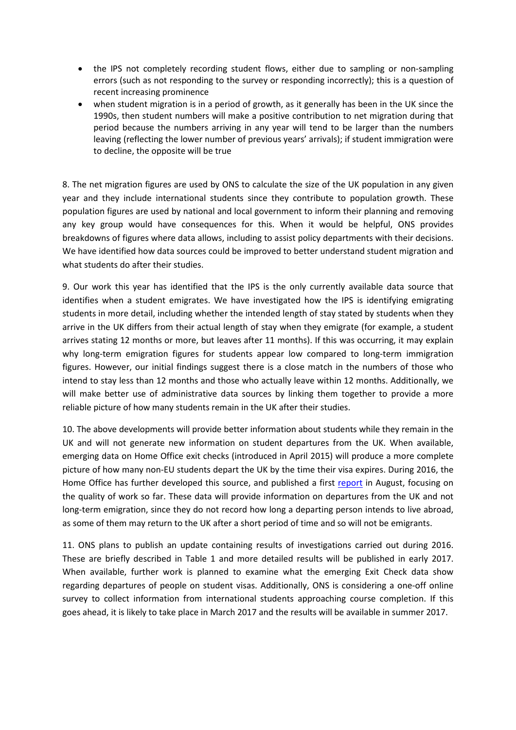- the IPS not completely recording student flows, either due to sampling or non-sampling errors (such as not responding to the survey or responding incorrectly); this is a question of recent increasing prominence
- when student migration is in a period of growth, as it generally has been in the UK since the 1990s, then student numbers will make a positive contribution to net migration during that period because the numbers arriving in any year will tend to be larger than the numbers leaving (reflecting the lower number of previous years' arrivals); if student immigration were to decline, the opposite will be true

8. The net migration figures are used by ONS to calculate the size of the UK population in any given year and they include international students since they contribute to population growth. These population figures are used by national and local government to inform their planning and removing any key group would have consequences for this. When it would be helpful, ONS provides breakdowns of figures where data allows, including to assist policy departments with their decisions. We have identified how data sources could be improved to better understand student migration and what students do after their studies.

9. Our work this year has identified that the IPS is the only currently available data source that identifies when a student emigrates. We have investigated how the IPS is identifying emigrating students in more detail, including whether the intended length of stay stated by students when they arrive in the UK differs from their actual length of stay when they emigrate (for example, a student arrives stating 12 months or more, but leaves after 11 months). If this was occurring, it may explain why long-term emigration figures for students appear low compared to long-term immigration figures. However, our initial findings suggest there is a close match in the numbers of those who intend to stay less than 12 months and those who actually leave within 12 months. Additionally, we will make better use of administrative data sources by linking them together to provide a more reliable picture of how many students remain in the UK after their studies.

10. The above developments will provide better information about students while they remain in the UK and will not generate new information on student departures from the UK. When available, emerging data on Home Office exit checks (introduced in April 2015) will produce a more complete picture of how many non-EU students depart the UK by the time their visa expires. During 2016, the Home Office has further developed this source, and published a first report in August, focusing on the quality of work so far. These data will provide information on departures from the UK and not long-term emigration, since they do not record how long a departing person intends to live abroad, as some of them may return to the UK after a short period of time and so will not be emigrants.

11. ONS plans to publish an update containing results of investigations carried out during 2016. These are briefly described in Table 1 and more detailed results will be published in early 2017. When available, further work is planned to examine what the emerging Exit Check data show regarding departures of people on student visas. Additionally, ONS is considering a one-off online survey to collect information from international students approaching course completion. If this goes ahead, it is likely to take place in March 2017 and the results will be available in summer 2017.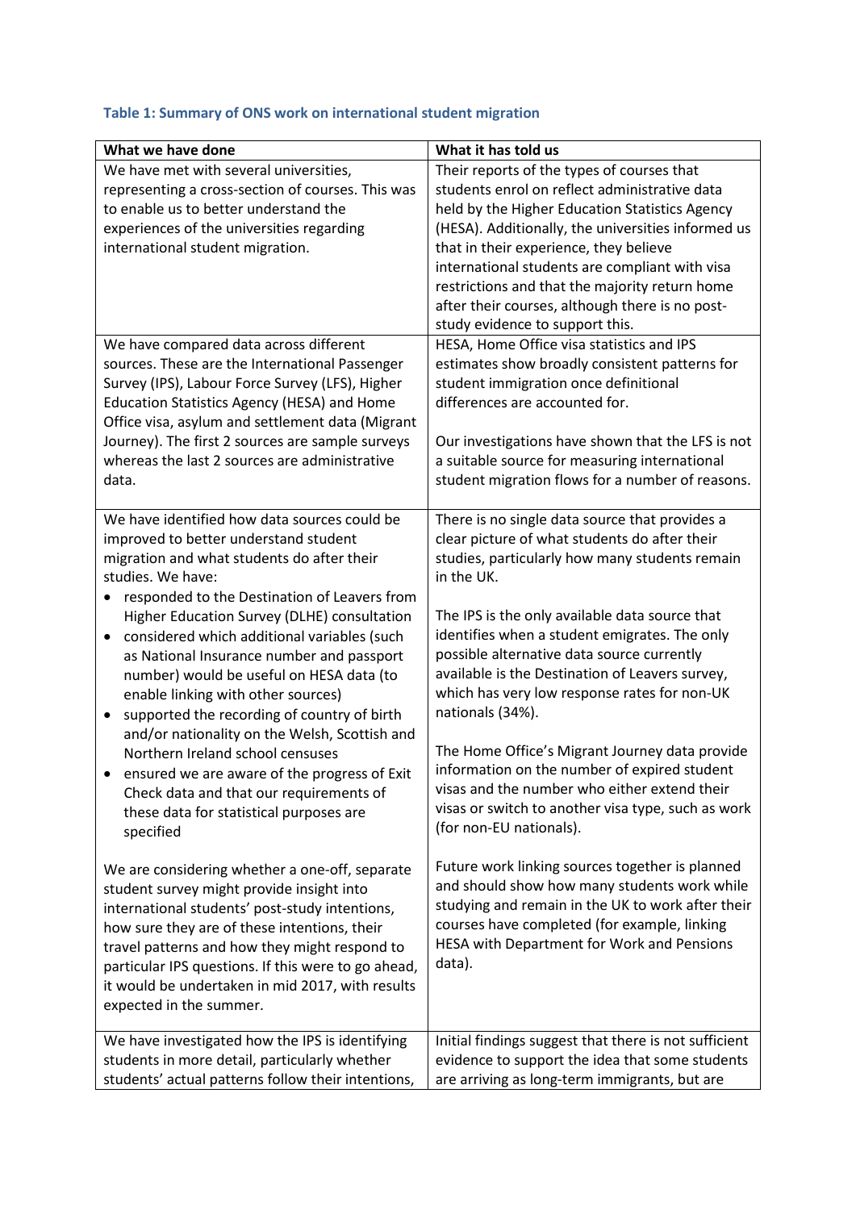### Table 1: Summary of ONS work on international student migration

| What we have done | What it has told us |
|---|---|
| We have met with several universities, representing a cross-section of courses. This was to enable us to better understand the experiences of the universities regarding international student migration. | Their reports of the types of courses that students enrol on reflect administrative data held by the Higher Education Statistics Agency (HESA). Additionally, the universities informed us that in their experience, they believe international students are compliant with visa restrictions and that the majority return home after their courses, although there is no post-study evidence to support this. |
| We have compared data across different sources. These are the International Passenger Survey (IPS), Labour Force Survey (LFS), Higher Education Statistics Agency (HESA) and Home Office visa, asylum and settlement data (Migrant Journey). The first 2 sources are sample surveys whereas the last 2 sources are administrative data. | HESA, Home Office visa statistics and IPS estimates show broadly consistent patterns for student immigration once definitional differences are accounted for.<br><br>Our investigations have shown that the LFS is not a suitable source for measuring international student migration flows for a number of reasons. |
| We have identified how data sources could be improved to better understand student migration and what students do after their studies. We have:<br>• responded to the Destination of Leavers from Higher Education Survey (DLHE) consultation<br>• considered which additional variables (such as National Insurance number and passport number) would be useful on HESA data (to enable linking with other sources)<br>• supported the recording of country of birth and/or nationality on the Welsh, Scottish and Northern Ireland school censuses<br>• ensured we are aware of the progress of Exit Check data and that our requirements of these data for statistical purposes are specified<br><br>We are considering whether a one-off, separate student survey might provide insight into international students' post-study intentions, how sure they are of these intentions, their travel patterns and how they might respond to particular IPS questions. If this were to go ahead, it would be undertaken in mid 2017, with results expected in the summer. | There is no single data source that provides a clear picture of what students do after their studies, particularly how many students remain in the UK.<br><br>The IPS is the only available data source that identifies when a student emigrates. The only possible alternative data source currently available is the Destination of Leavers survey, which has very low response rates for non-UK nationals (34%).<br><br>The Home Office's Migrant Journey data provide information on the number of expired student visas and the number who either extend their visas or switch to another visa type, such as work (for non-EU nationals).<br><br>Future work linking sources together is planned and should show how many students work while studying and remain in the UK to work after their courses have completed (for example, linking HESA with Department for Work and Pensions data). |
| We have investigated how the IPS is identifying students in more detail, particularly whether students' actual patterns follow their intentions, | Initial findings suggest that there is not sufficient evidence to support the idea that some students are arriving as long-term immigrants, but are |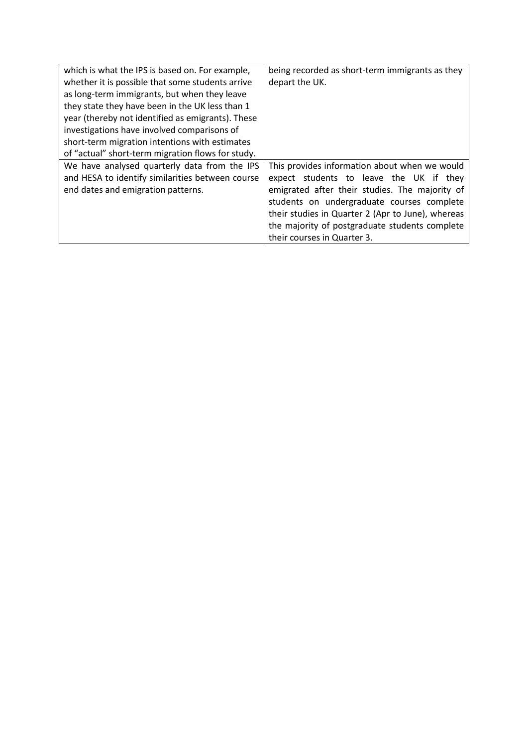| | |
|---|---|
| which is what the IPS is based on. For example, whether it is possible that some students arrive as long-term immigrants, but when they leave they state they have been in the UK less than 1 year (thereby not identified as emigrants). These investigations have involved comparisons of short-term migration intentions with estimates of "actual" short-term migration flows for study. | being recorded as short-term immigrants as they depart the UK. |
| We have analysed quarterly data from the IPS and HESA to identify similarities between course end dates and emigration patterns. | This provides information about when we would expect students to leave the UK if they emigrated after their studies. The majority of students on undergraduate courses complete their studies in Quarter 2 (Apr to June), whereas the majority of postgraduate students complete their courses in Quarter 3. |